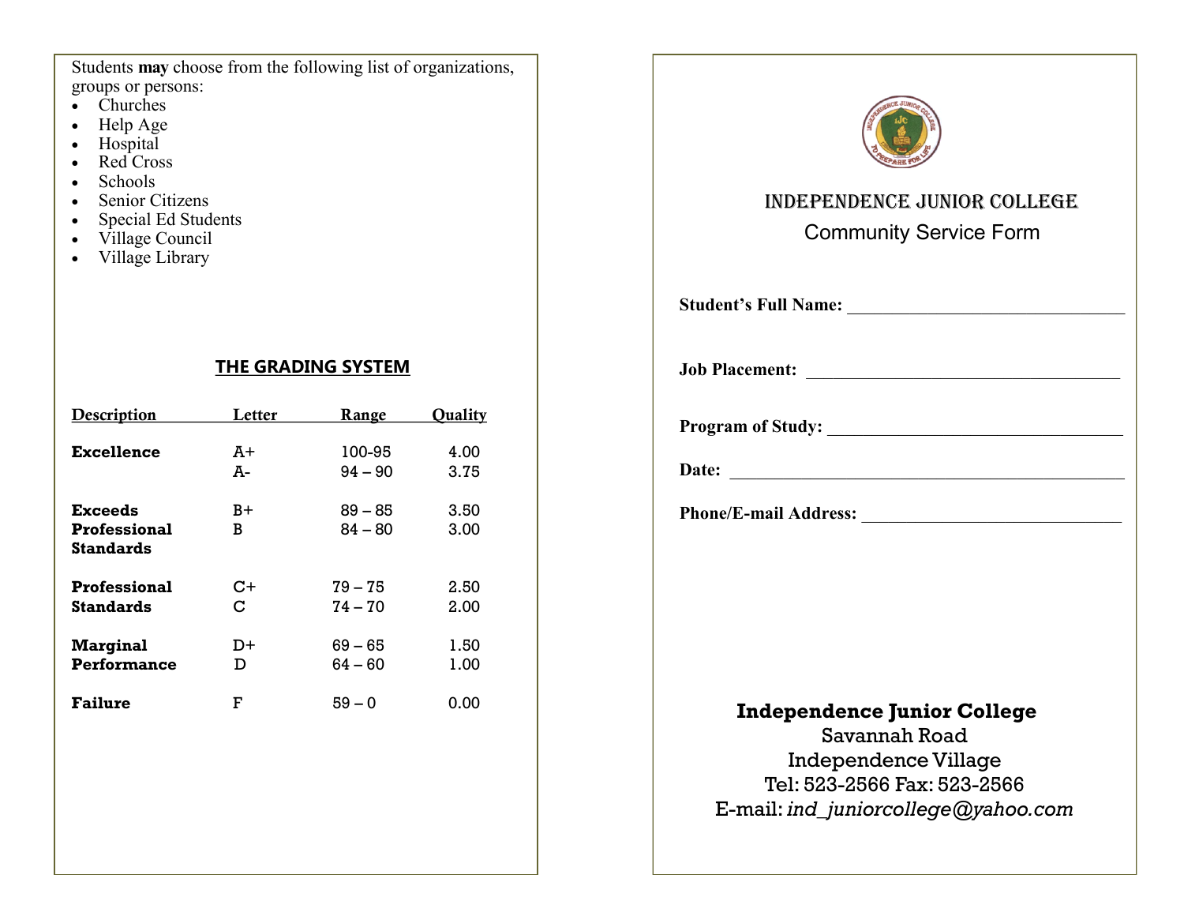Students **may** choose from the following list of organizations, groups or persons:

- Churches
- Help Age
- Hospital
- Red Cross
- Schools
- Senior Citizens
- Special Ed Students
- Village Council
- Village Library

## THE GRADING SYSTEM

| Description | Letter | Range | Quality |
|---|---|---|---|
| **Excellence** | A+ | 100-95 | 4.00 |
| | A- | 94 – 90 | 3.75 |
| **Exceeds Professional Standards** | B+ | 89 – 85 | 3.50 |
| | B | 84 – 80 | 3.00 |
| **Professional Standards** | C+ | 79 – 75 | 2.50 |
| | C | 74 – 70 | 2.00 |
| **Marginal Performance** | D+ | 69 – 65 | 1.50 |
| | D | 64 – 60 | 1.00 |
| **Failure** | F | 59 – 0 | 0.00 |

# INDEPENDENCE JUNIOR COLLEGE

## Community Service Form

**Student's Full Name:** ________________________________

**Job Placement:** ____________________________________

**Program of Study:** __________________________________

**Date:** _____________________________________________

**Phone/E-mail Address:** ______________________________

**Independence Junior College**
Savannah Road
Independence Village
Tel: 523-2566 Fax: 523-2566
E-mail: *ind_juniorcollege@yahoo.com*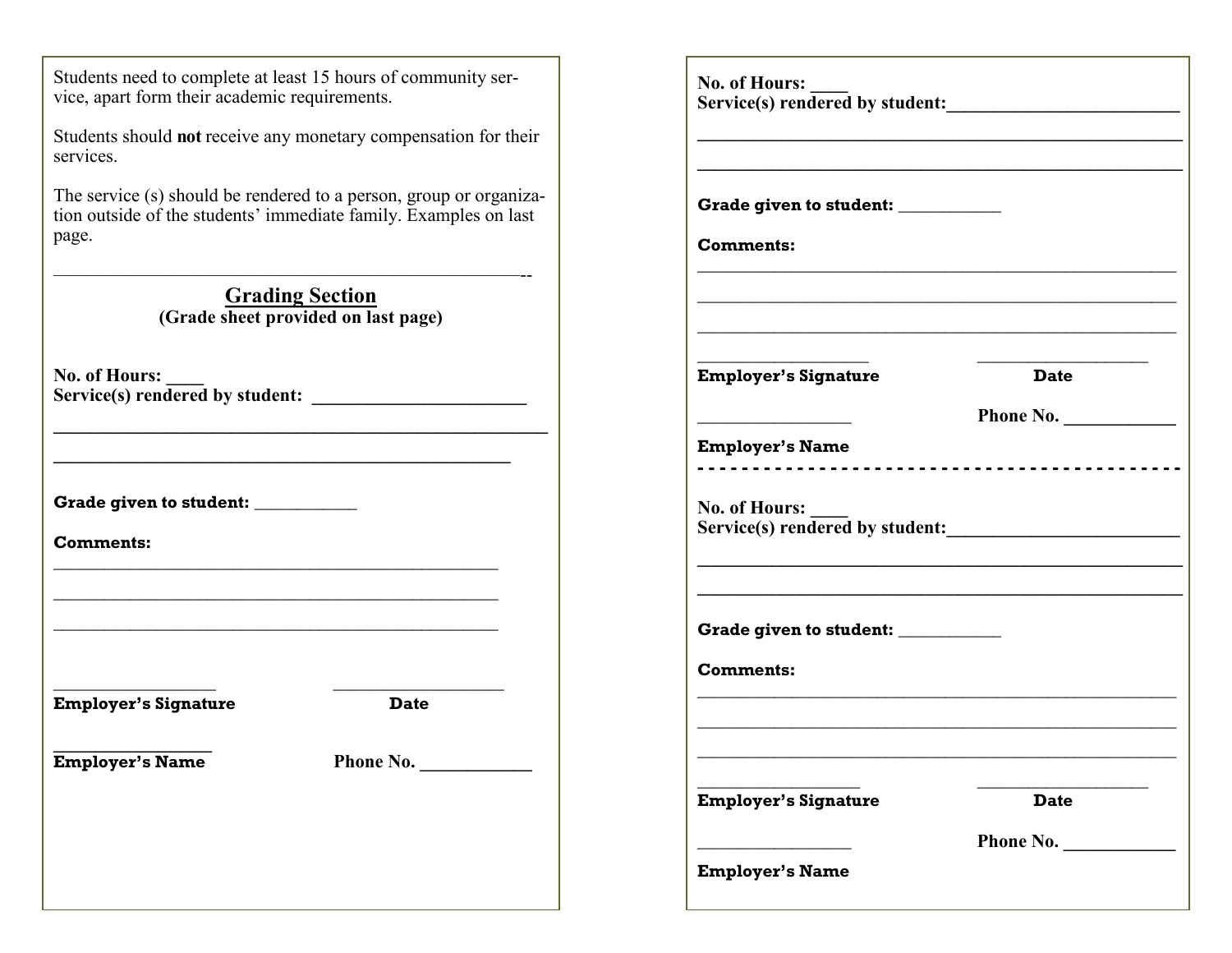Students need to complete at least 15 hours of community service, apart form their academic requirements.

Students should **not** receive any monetary compensation for their services.

The service (s) should be rendered to a person, group or organization outside of the students' immediate family. Examples on last page.

---

## Grading Section

**(Grade sheet provided on last page)**

**No. of Hours: ____**
**Service(s) rendered by student: ________________________**

________________________________________________________

____________________________________________________

**Grade given to student:** ___________

**Comments:**

__________________________________________________

__________________________________________________

__________________________________________________

__________________ __________________
**Employer's Signature** **Date**

__________________
**Employer's Name** **Phone No.** ____________

**No. of Hours: ____**
**Service(s) rendered by student:__________________________**

________________________________________________________

________________________________________________________

**Grade given to student:** ___________

**Comments:**

__________________________________________________

__________________________________________________

__________________________________________________

__________________ __________________
**Employer's Signature** **Date**

__________________ **Phone No.** ____________

**Employer's Name**

- - - - - - - - - - - - - - - - - - - - - - - - - - - - - - - - - - - - - - - - - - - -

**No. of Hours: ____**
**Service(s) rendered by student:__________________________**

________________________________________________________

________________________________________________________

**Grade given to student:** ___________

**Comments:**

__________________________________________________

__________________________________________________

__________________________________________________

__________________ __________________
**Employer's Signature** **Date**

__________________ **Phone No.** ____________

**Employer's Name**